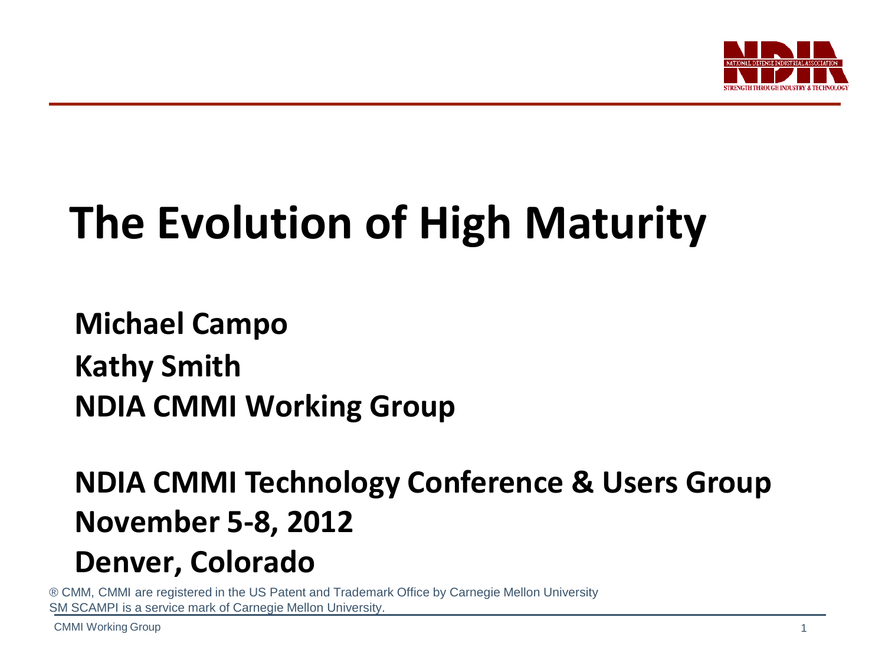# The Evolution of High Maturity

**Michael Campo**
**Kathy Smith**
**NDIA CMMI Working Group**

**NDIA CMMI Technology Conference & Users Group**
**November 5-8, 2012**
**Denver, Colorado**

® CMM, CMMI are registered in the US Patent and Trademark Office by Carnegie Mellon University
SM SCAMPI is a service mark of Carnegie Mellon University.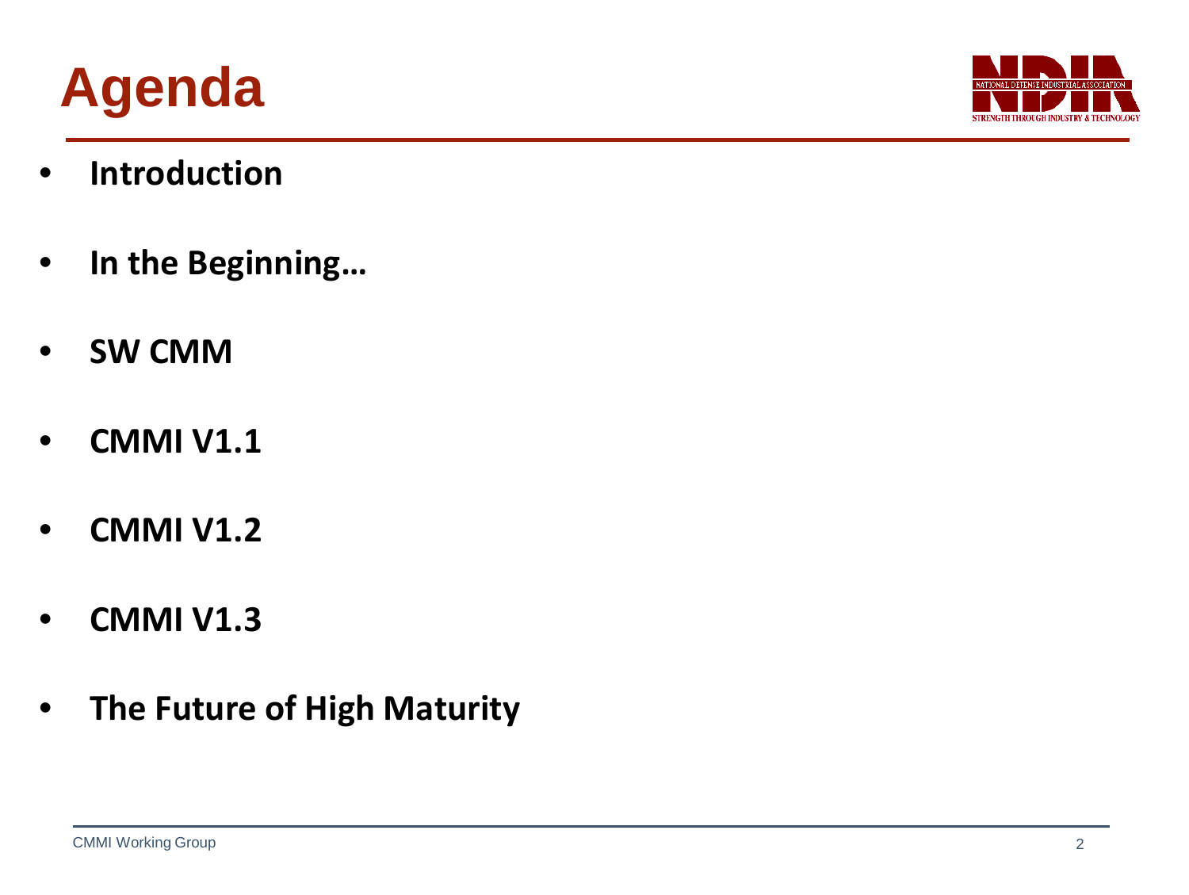# Agenda

- **Introduction**
- **In the Beginning…**
- **SW CMM**
- **CMMI V1.1**
- **CMMI V1.2**
- **CMMI V1.3**
- **The Future of High Maturity**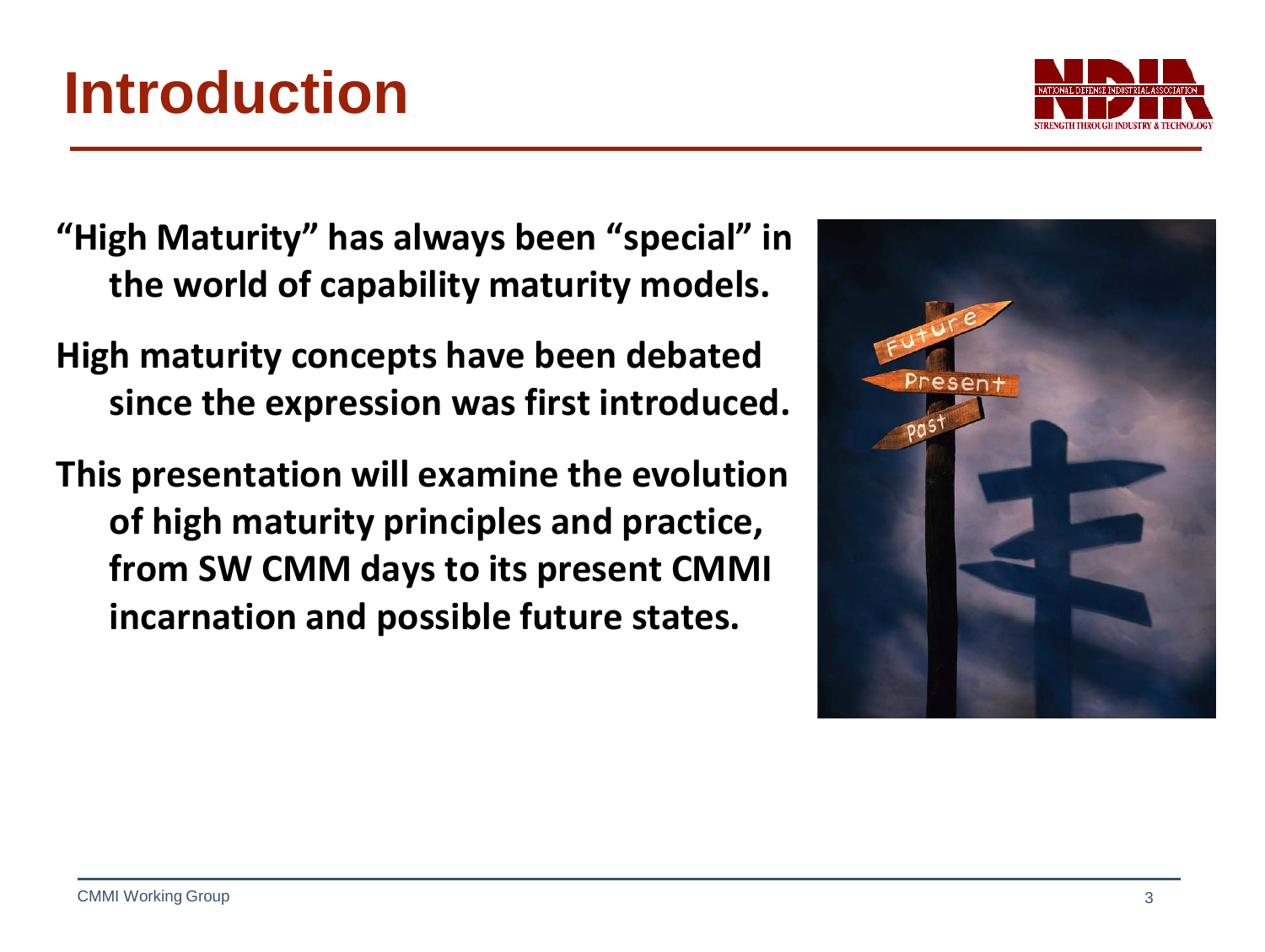# Introduction

"High Maturity" has always been "special" in the world of capability maturity models.

High maturity concepts have been debated since the expression was first introduced.

This presentation will examine the evolution of high maturity principles and practice, from SW CMM days to its present CMMI incarnation and possible future states.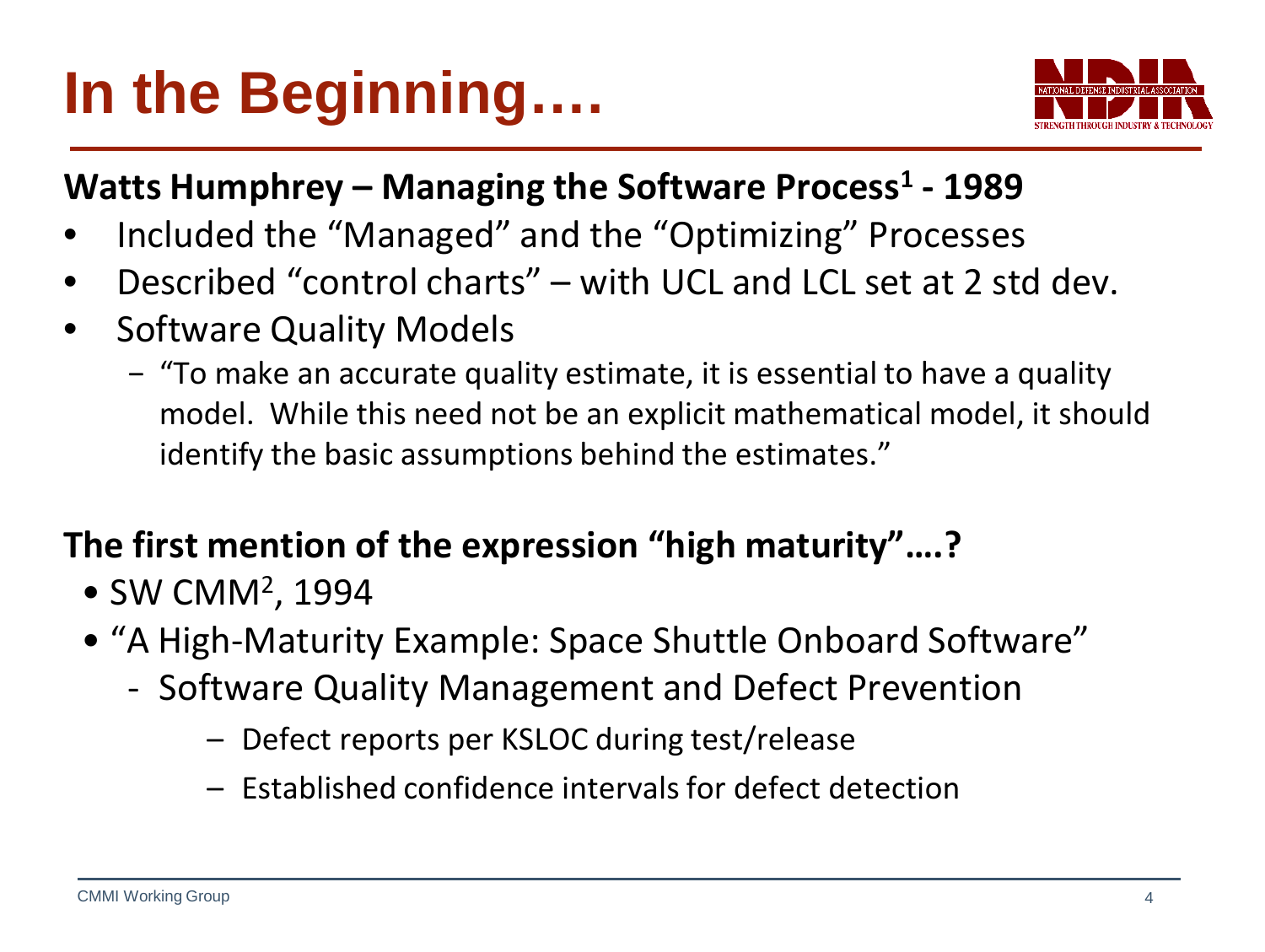# In the Beginning….

**Watts Humphrey – Managing the Software Process[1] - 1989**

- Included the "Managed" and the "Optimizing" Processes
- Described "control charts" – with UCL and LCL set at 2 std dev.
- Software Quality Models
  - "To make an accurate quality estimate, it is essential to have a quality model. While this need not be an explicit mathematical model, it should identify the basic assumptions behind the estimates."

**The first mention of the expression "high maturity"….?**

- SW CMM[2], 1994
- "A High-Maturity Example: Space Shuttle Onboard Software"
  - Software Quality Management and Defect Prevention
    - Defect reports per KSLOC during test/release
    - Established confidence intervals for defect detection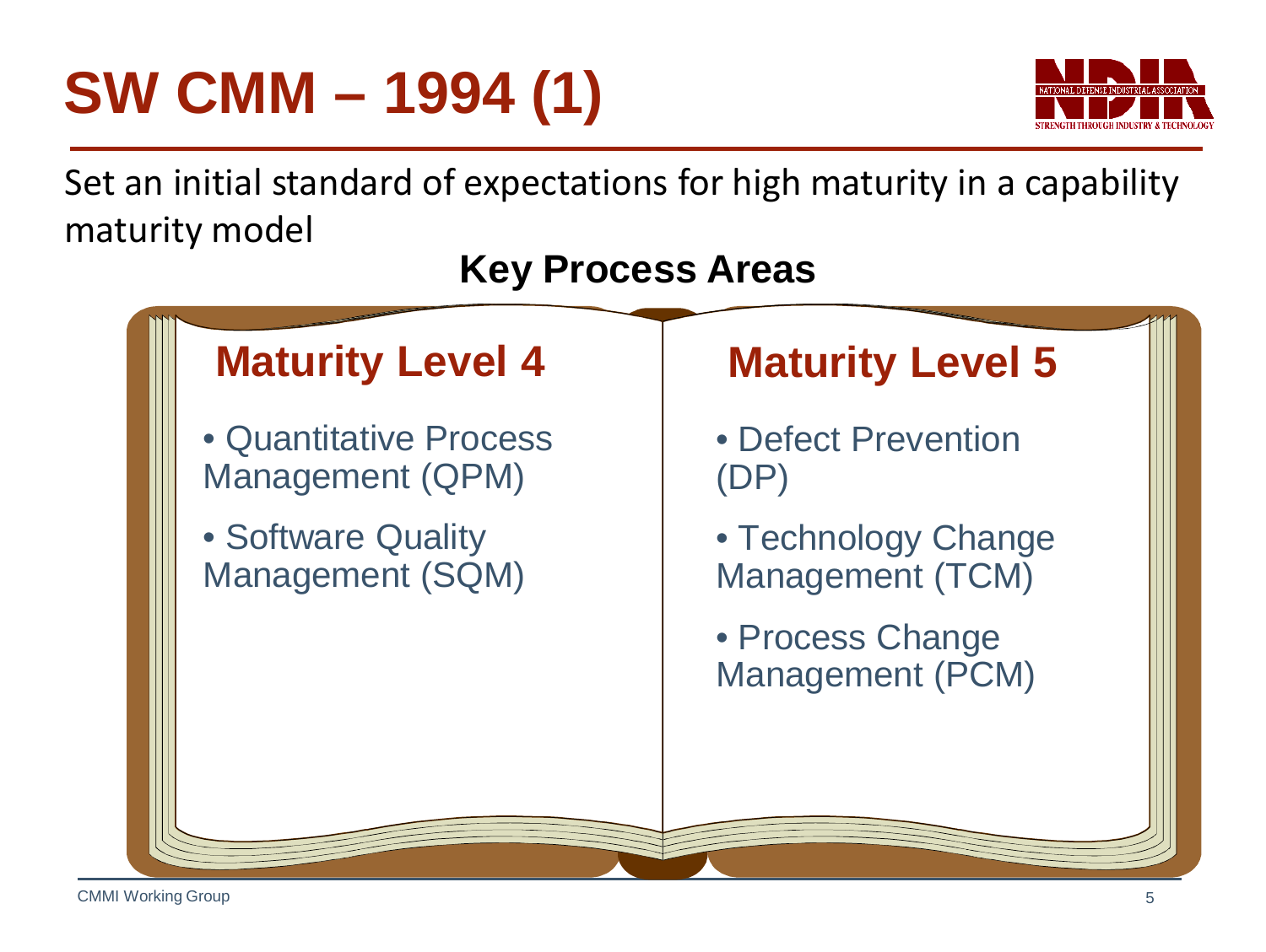# SW CMM – 1994 (1)

Set an initial standard of expectations for high maturity in a capability maturity model

## Key Process Areas

### Maturity Level 4

- Quantitative Process Management (QPM)
- Software Quality Management (SQM)

### Maturity Level 5

- Defect Prevention (DP)
- Technology Change Management (TCM)
- Process Change Management (PCM)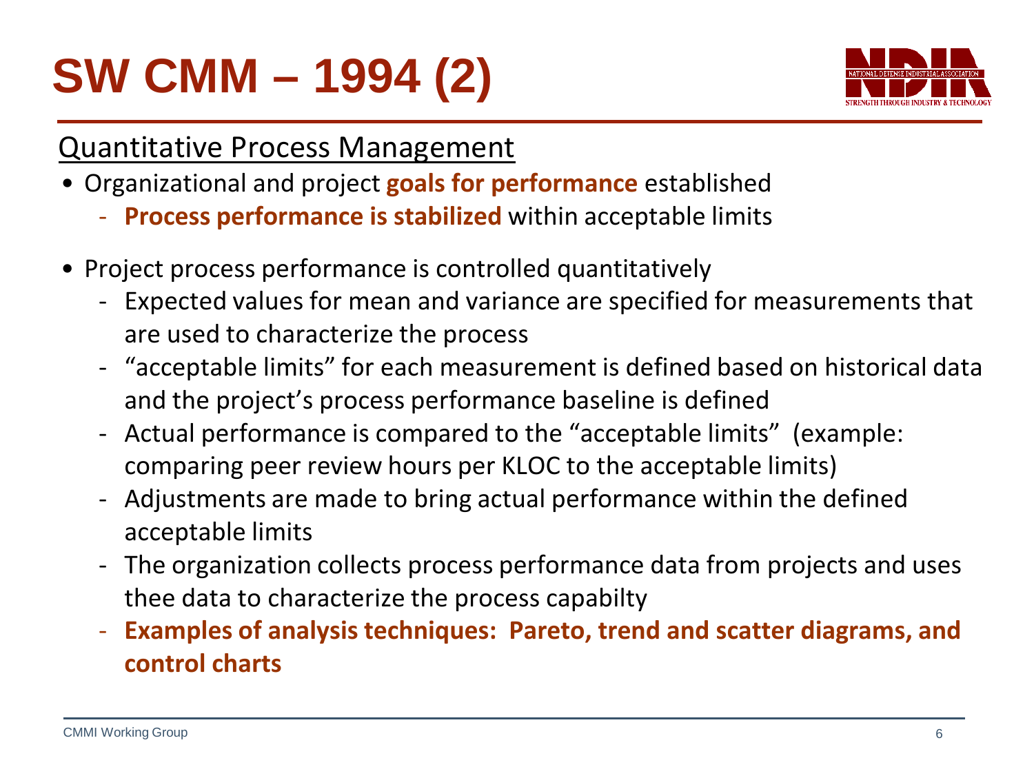# SW CMM – 1994 (2)

## Quantitative Process Management

- Organizational and project **goals for performance** established
  - **Process performance is stabilized** within acceptable limits
- Project process performance is controlled quantitatively
  - Expected values for mean and variance are specified for measurements that are used to characterize the process
  - “acceptable limits” for each measurement is defined based on historical data and the project’s process performance baseline is defined
  - Actual performance is compared to the “acceptable limits” (example: comparing peer review hours per KLOC to the acceptable limits)
  - Adjustments are made to bring actual performance within the defined acceptable limits
  - The organization collects process performance data from projects and uses thee data to characterize the process capabilty
  - **Examples of analysis techniques: Pareto, trend and scatter diagrams, and control charts**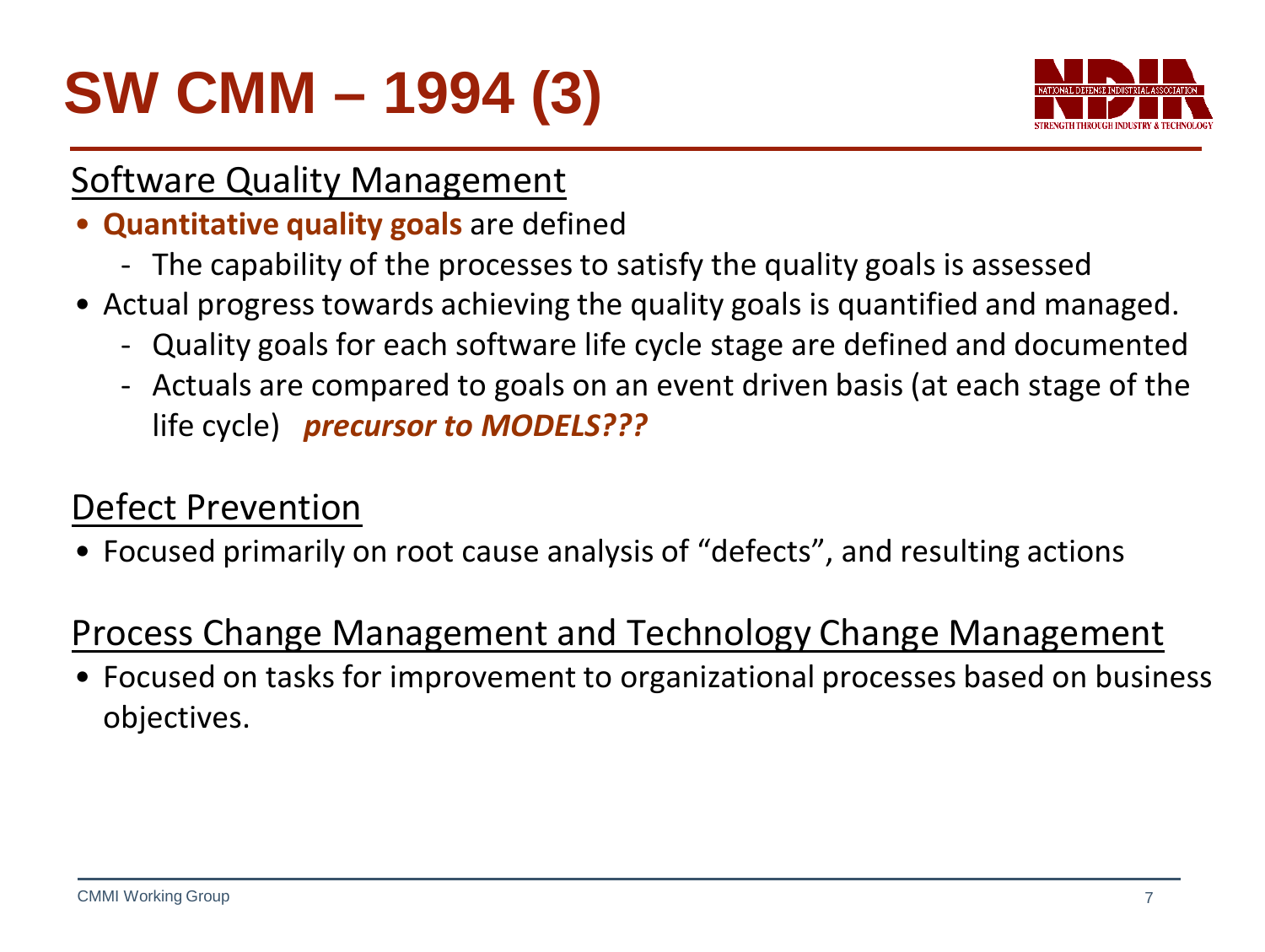# SW CMM – 1994 (3)

## Software Quality Management

- **Quantitative quality goals** are defined
  - The capability of the processes to satisfy the quality goals is assessed
- Actual progress towards achieving the quality goals is quantified and managed.
  - Quality goals for each software life cycle stage are defined and documented
  - Actuals are compared to goals on an event driven basis (at each stage of the life cycle) ***precursor to MODELS???***

## Defect Prevention

- Focused primarily on root cause analysis of "defects", and resulting actions

## Process Change Management and Technology Change Management

- Focused on tasks for improvement to organizational processes based on business objectives.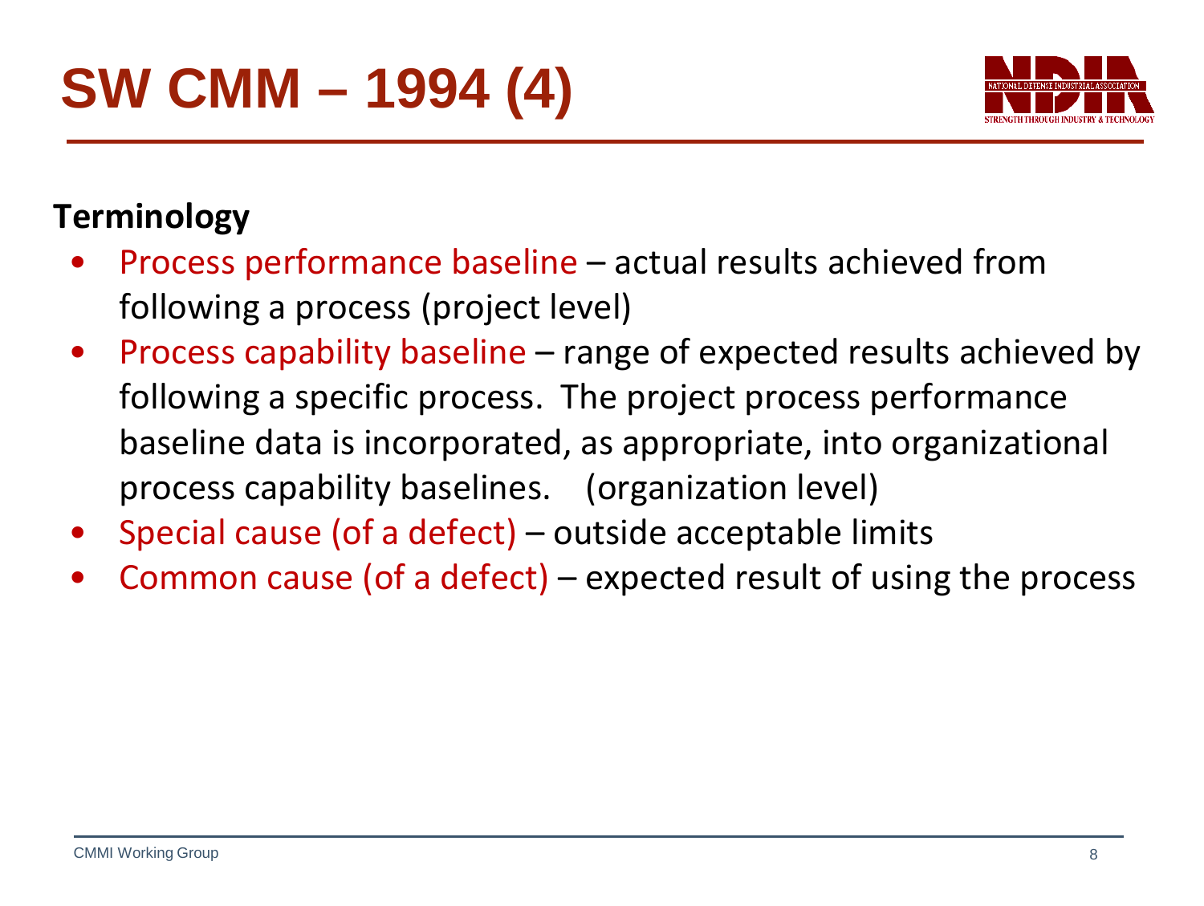# SW CMM – 1994 (4)

**Terminology**

- Process performance baseline – actual results achieved from following a process (project level)
- Process capability baseline – range of expected results achieved by following a specific process. The project process performance baseline data is incorporated, as appropriate, into organizational process capability baselines. (organization level)
- Special cause (of a defect) – outside acceptable limits
- Common cause (of a defect) – expected result of using the process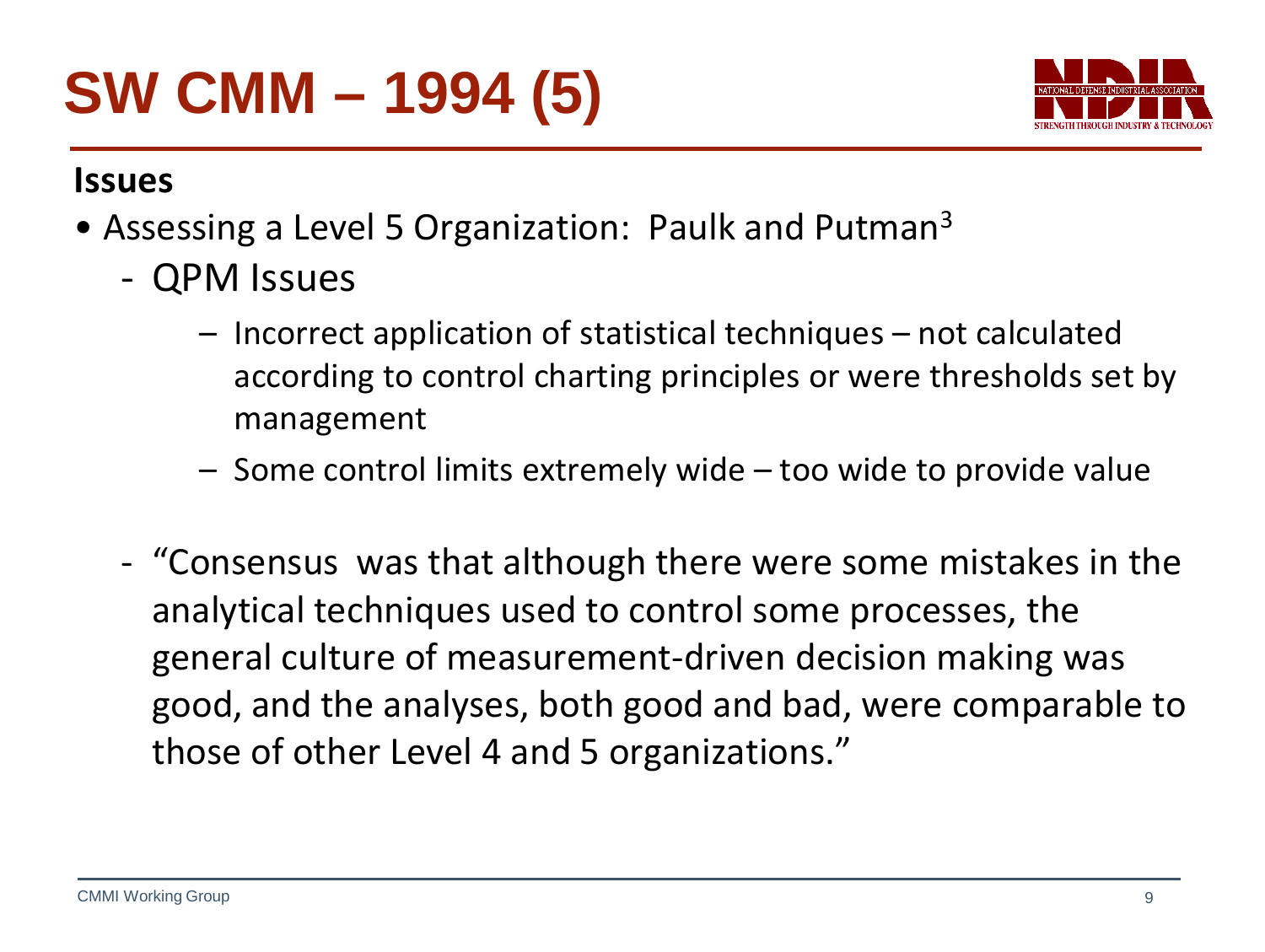# SW CMM – 1994 (5)

**Issues**

- Assessing a Level 5 Organization: Paulk and Putman[3]
  - QPM Issues
    - Incorrect application of statistical techniques – not calculated according to control charting principles or were thresholds set by management
    - Some control limits extremely wide – too wide to provide value
  - "Consensus was that although there were some mistakes in the analytical techniques used to control some processes, the general culture of measurement-driven decision making was good, and the analyses, both good and bad, were comparable to those of other Level 4 and 5 organizations."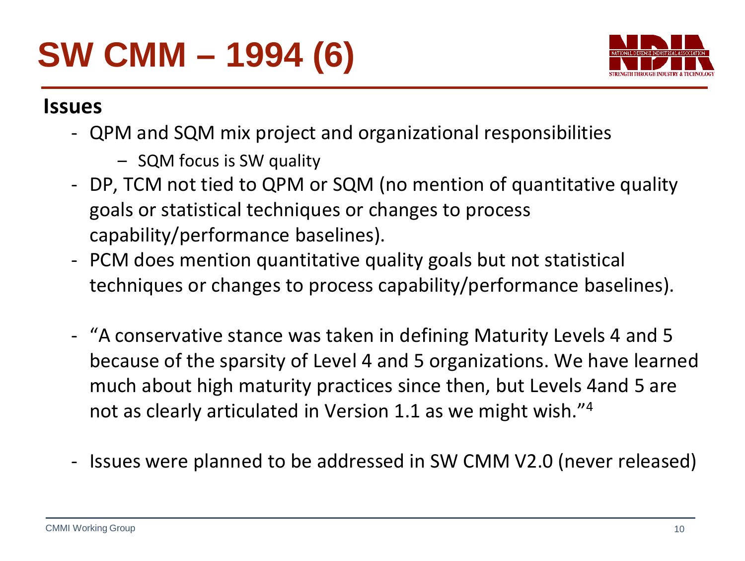# SW CMM – 1994 (6)

**Issues**

- QPM and SQM mix project and organizational responsibilities
  - SQM focus is SW quality
- DP, TCM not tied to QPM or SQM (no mention of quantitative quality goals or statistical techniques or changes to process capability/performance baselines).
- PCM does mention quantitative quality goals but not statistical techniques or changes to process capability/performance baselines).
- "A conservative stance was taken in defining Maturity Levels 4 and 5 because of the sparsity of Level 4 and 5 organizations. We have learned much about high maturity practices since then, but Levels 4and 5 are not as clearly articulated in Version 1.1 as we might wish."[4]
- Issues were planned to be addressed in SW CMM V2.0 (never released)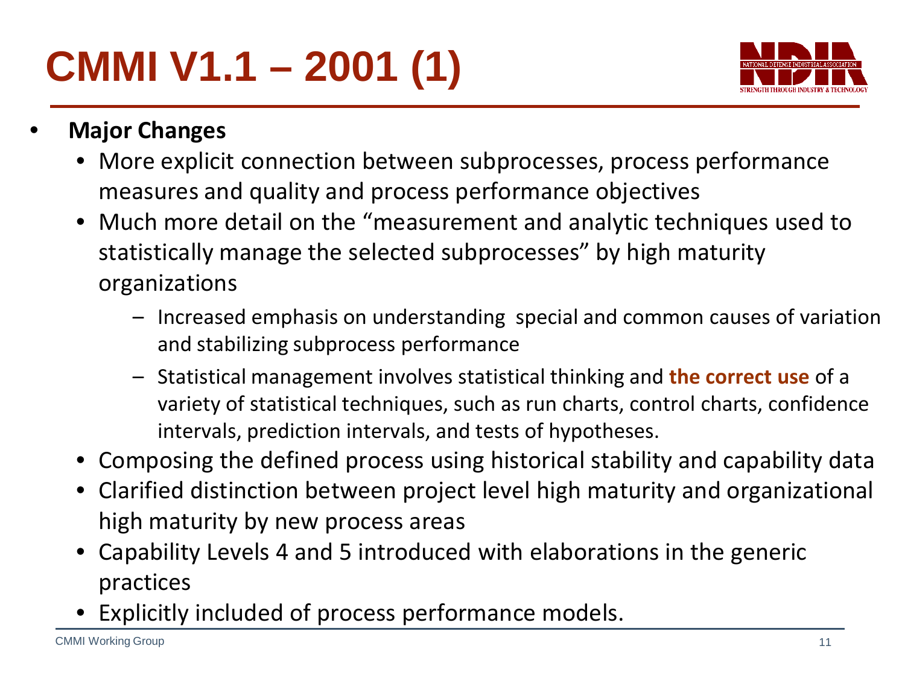# CMMI V1.1 – 2001 (1)

- **Major Changes**
  - More explicit connection between subprocesses, process performance measures and quality and process performance objectives
  - Much more detail on the "measurement and analytic techniques used to statistically manage the selected subprocesses" by high maturity organizations
    - Increased emphasis on understanding special and common causes of variation and stabilizing subprocess performance
    - Statistical management involves statistical thinking and **the correct use** of a variety of statistical techniques, such as run charts, control charts, confidence intervals, prediction intervals, and tests of hypotheses.
  - Composing the defined process using historical stability and capability data
  - Clarified distinction between project level high maturity and organizational high maturity by new process areas
  - Capability Levels 4 and 5 introduced with elaborations in the generic practices
  - Explicitly included of process performance models.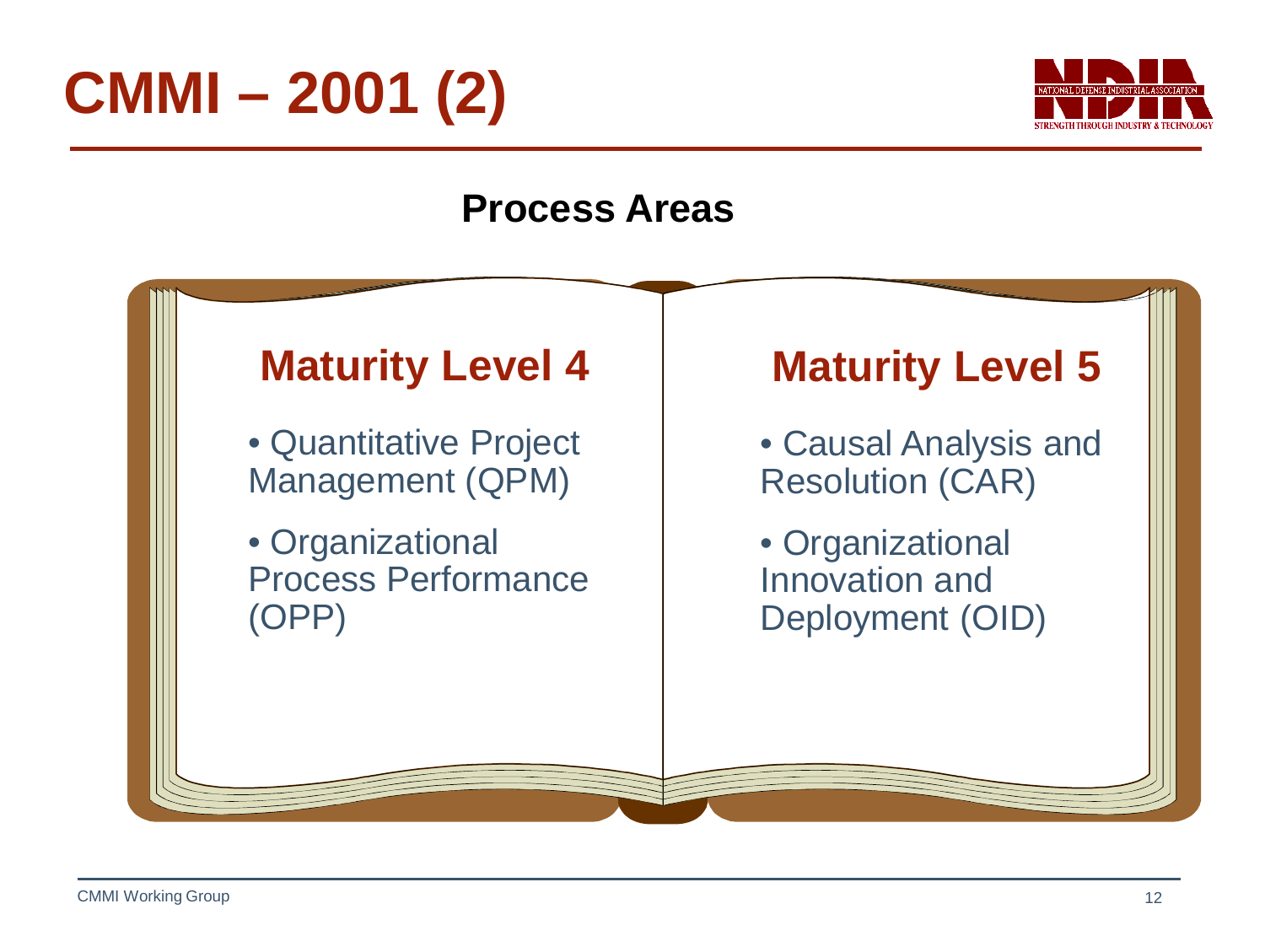# CMMI – 2001 (2)

## Process Areas

### Maturity Level 4

- Quantitative Project Management (QPM)
- Organizational Process Performance (OPP)

### Maturity Level 5

- Causal Analysis and Resolution (CAR)
- Organizational Innovation and Deployment (OID)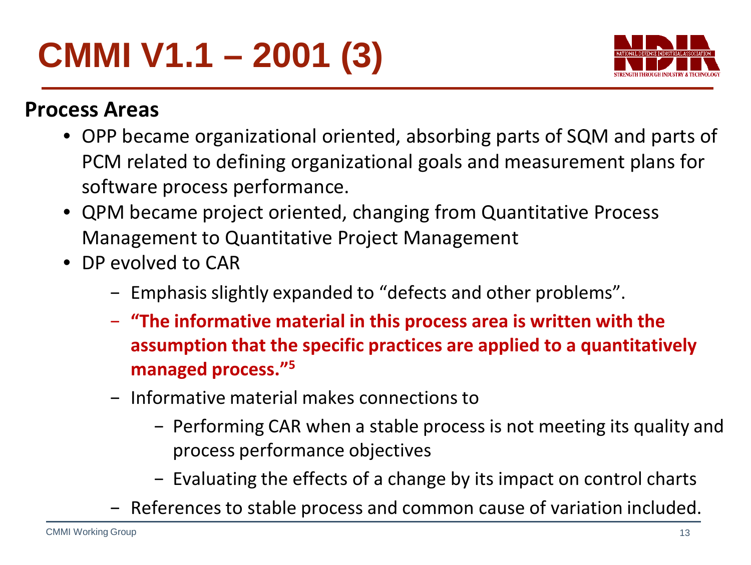# CMMI V1.1 – 2001 (3)

**Process Areas**

- OPP became organizational oriented, absorbing parts of SQM and parts of PCM related to defining organizational goals and measurement plans for software process performance.
- QPM became project oriented, changing from Quantitative Process Management to Quantitative Project Management
- DP evolved to CAR
  - Emphasis slightly expanded to "defects and other problems".
  - **"The informative material in this process area is written with the assumption that the specific practices are applied to a quantitatively managed process."[5]**
  - Informative material makes connections to
    - Performing CAR when a stable process is not meeting its quality and process performance objectives
    - Evaluating the effects of a change by its impact on control charts
  - References to stable process and common cause of variation included.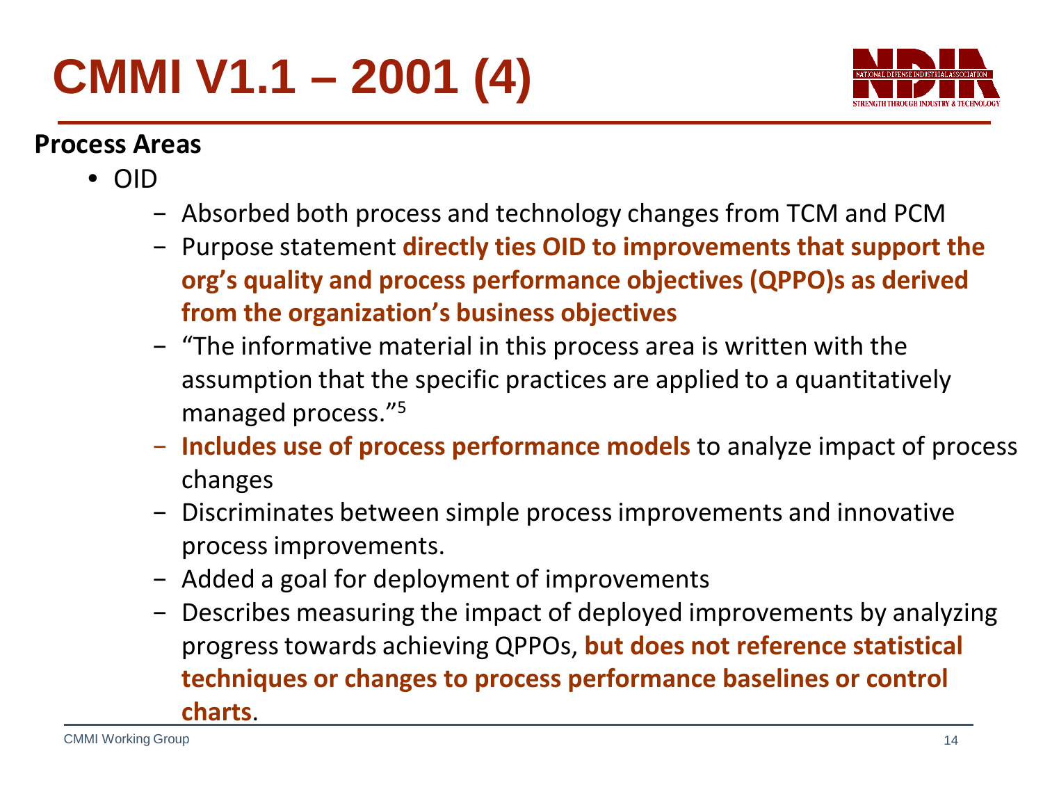# CMMI V1.1 – 2001 (4)

**Process Areas**

- OID
  - Absorbed both process and technology changes from TCM and PCM
  - Purpose statement **directly ties OID to improvements that support the org's quality and process performance objectives (QPPO)s as derived from the organization's business objectives**
  - "The informative material in this process area is written with the assumption that the specific practices are applied to a quantitatively managed process."[5]
  - **Includes use of process performance models** to analyze impact of process changes
  - Discriminates between simple process improvements and innovative process improvements.
  - Added a goal for deployment of improvements
  - Describes measuring the impact of deployed improvements by analyzing progress towards achieving QPPOs, **but does not reference statistical techniques or changes to process performance baselines or control charts**.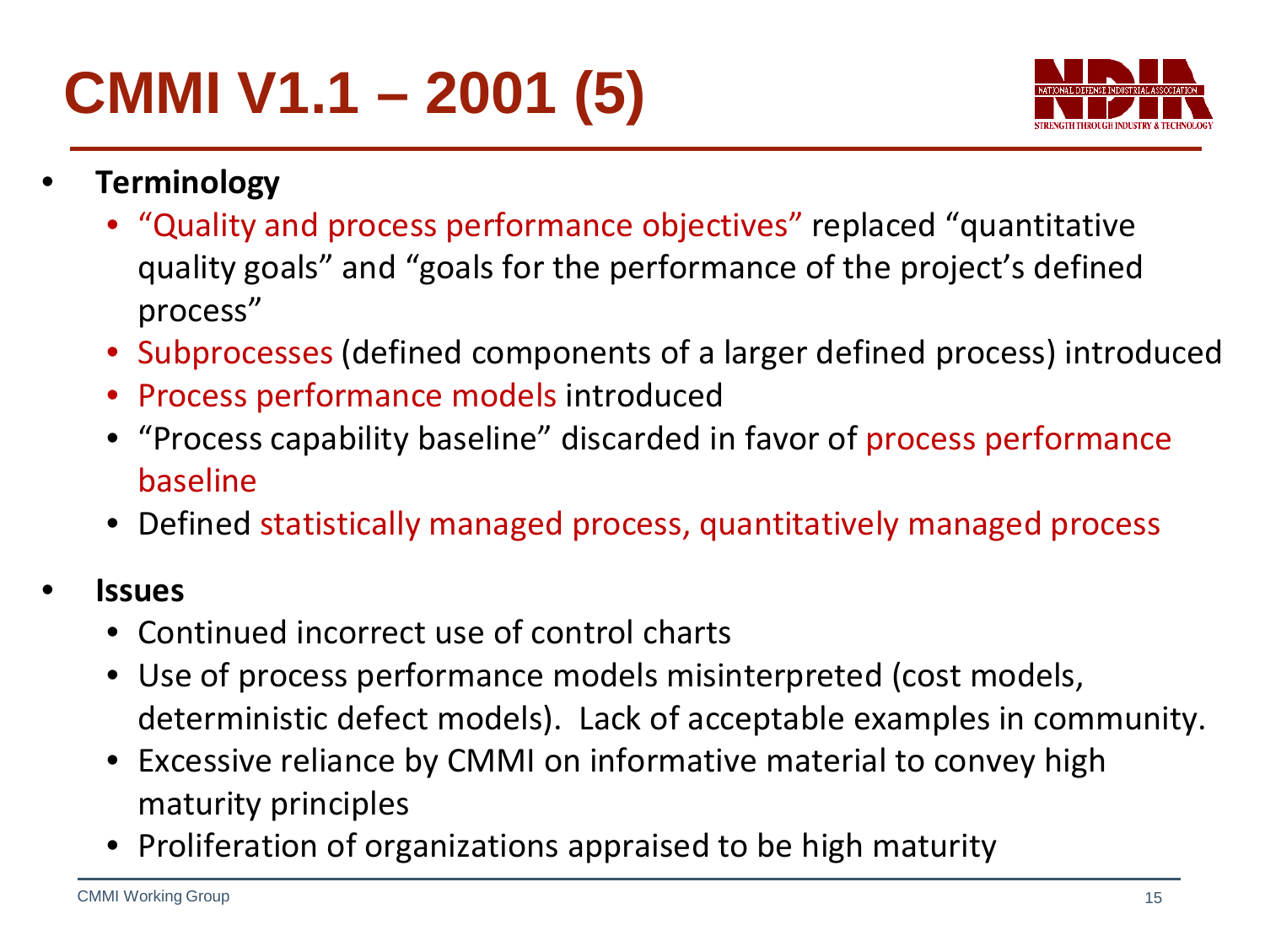# CMMI V1.1 – 2001 (5)

- **Terminology**
  - "Quality and process performance objectives" replaced "quantitative quality goals" and "goals for the performance of the project's defined process"
  - Subprocesses (defined components of a larger defined process) introduced
  - Process performance models introduced
  - "Process capability baseline" discarded in favor of process performance baseline
  - Defined statistically managed process, quantitatively managed process
- **Issues**
  - Continued incorrect use of control charts
  - Use of process performance models misinterpreted (cost models, deterministic defect models). Lack of acceptable examples in community.
  - Excessive reliance by CMMI on informative material to convey high maturity principles
  - Proliferation of organizations appraised to be high maturity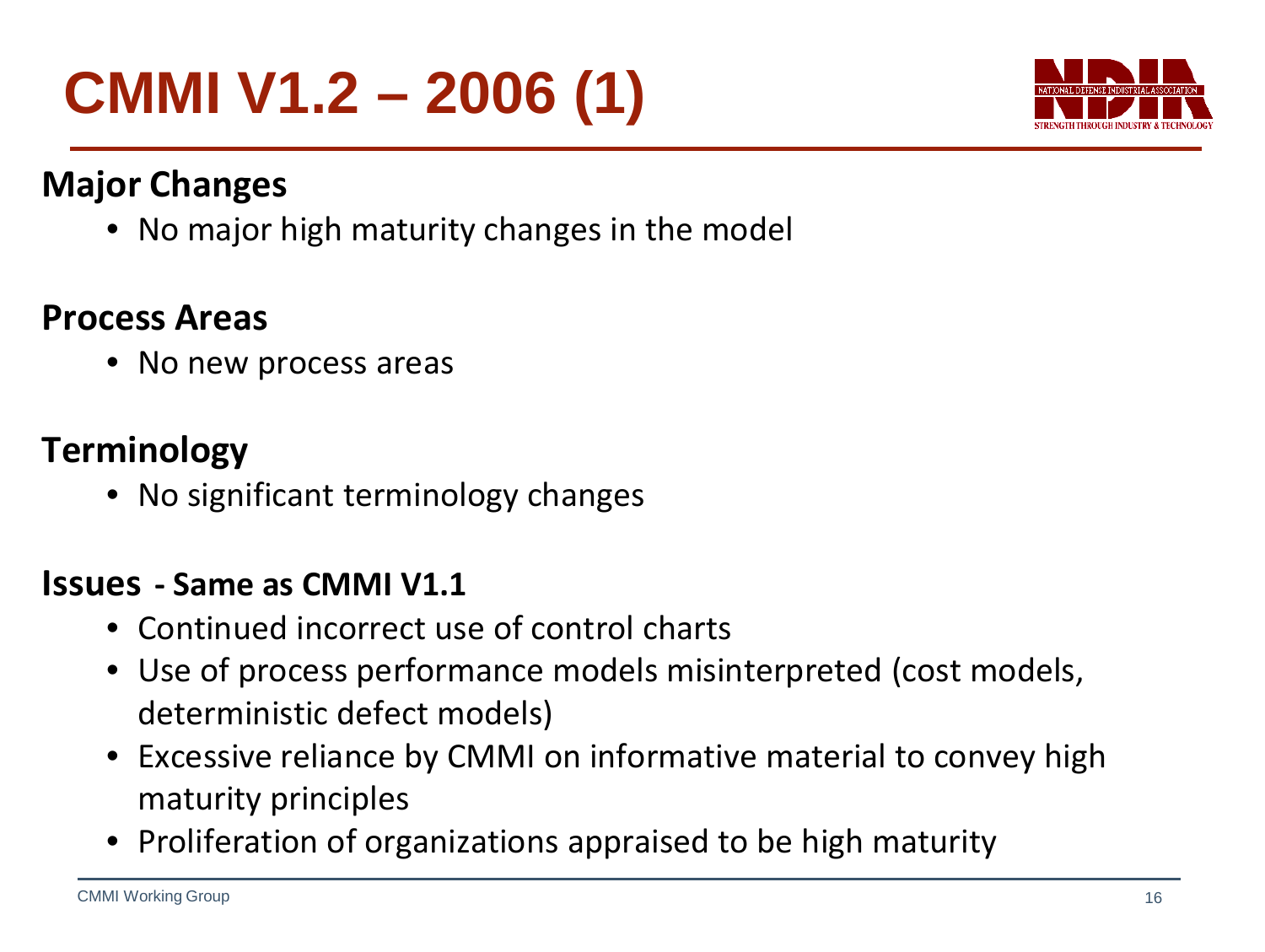# CMMI V1.2 – 2006 (1)

**Major Changes**

- No major high maturity changes in the model

**Process Areas**

- No new process areas

**Terminology**

- No significant terminology changes

**Issues - Same as CMMI V1.1**

- Continued incorrect use of control charts
- Use of process performance models misinterpreted (cost models, deterministic defect models)
- Excessive reliance by CMMI on informative material to convey high maturity principles
- Proliferation of organizations appraised to be high maturity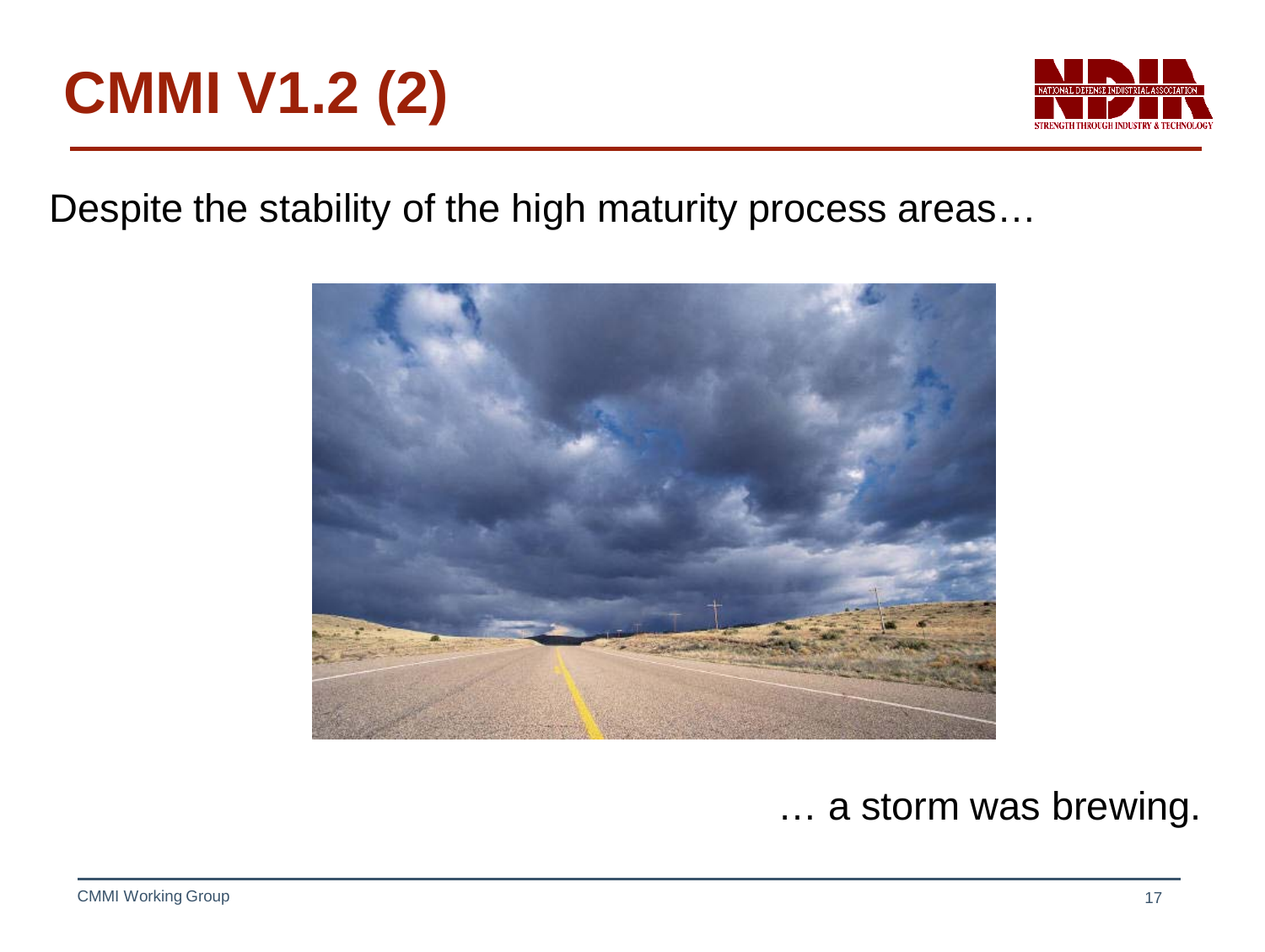# CMMI V1.2 (2)

Despite the stability of the high maturity process areas…

… a storm was brewing.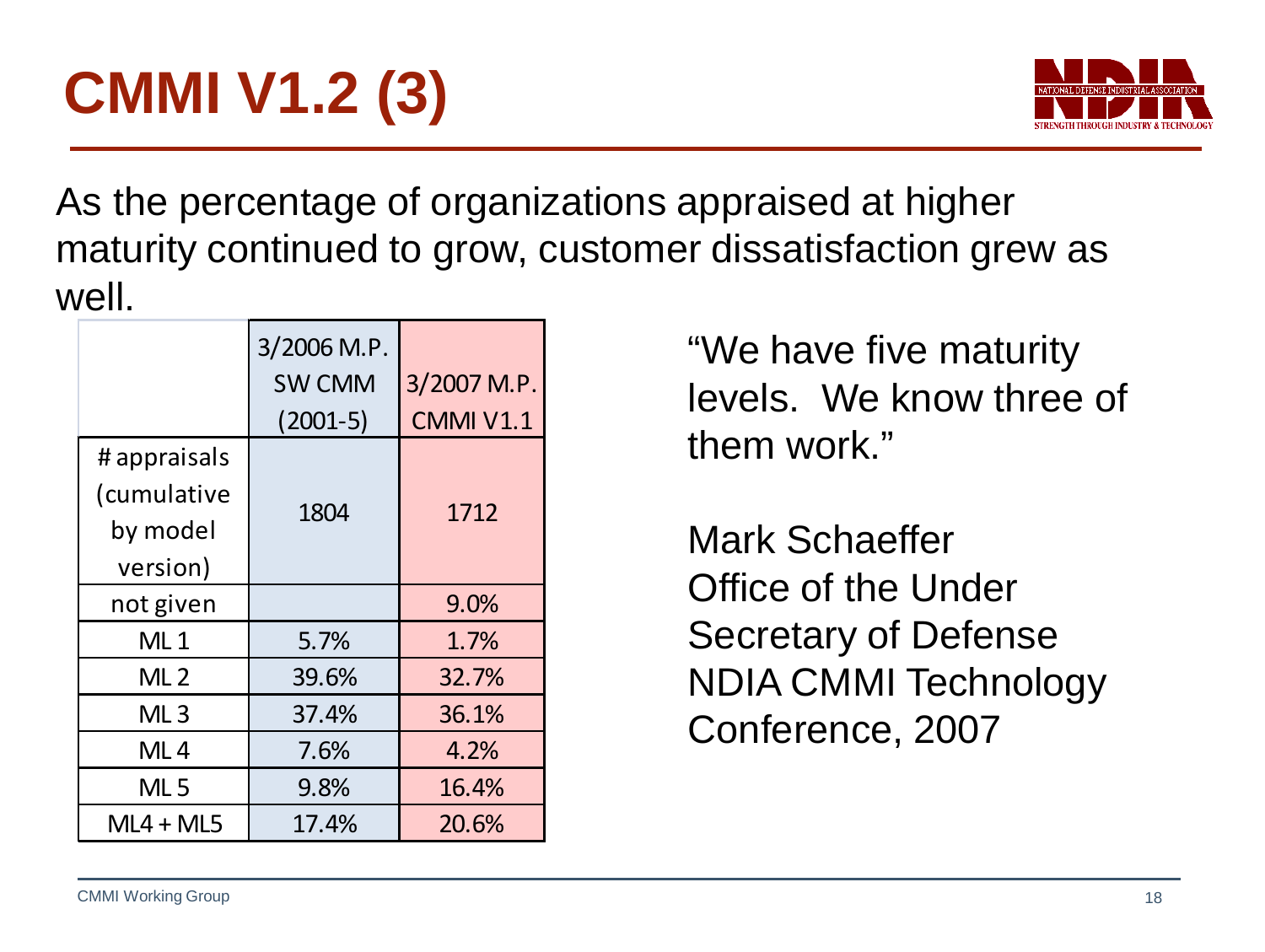# CMMI V1.2 (3)

As the percentage of organizations appraised at higher maturity continued to grow, customer dissatisfaction grew as well.

| | 3/2006 M.P. SW CMM (2001-5) | 3/2007 M.P. CMMI V1.1 |
|---|---|---|
| # appraisals (cumulative by model version) | 1804 | 1712 |
| not given | | 9.0% |
| ML 1 | 5.7% | 1.7% |
| ML 2 | 39.6% | 32.7% |
| ML 3 | 37.4% | 36.1% |
| ML 4 | 7.6% | 4.2% |
| ML 5 | 9.8% | 16.4% |
| ML4 + ML5 | 17.4% | 20.6% |

"We have five maturity levels. We know three of them work."

Mark Schaeffer
Office of the Under Secretary of Defense
NDIA CMMI Technology Conference, 2007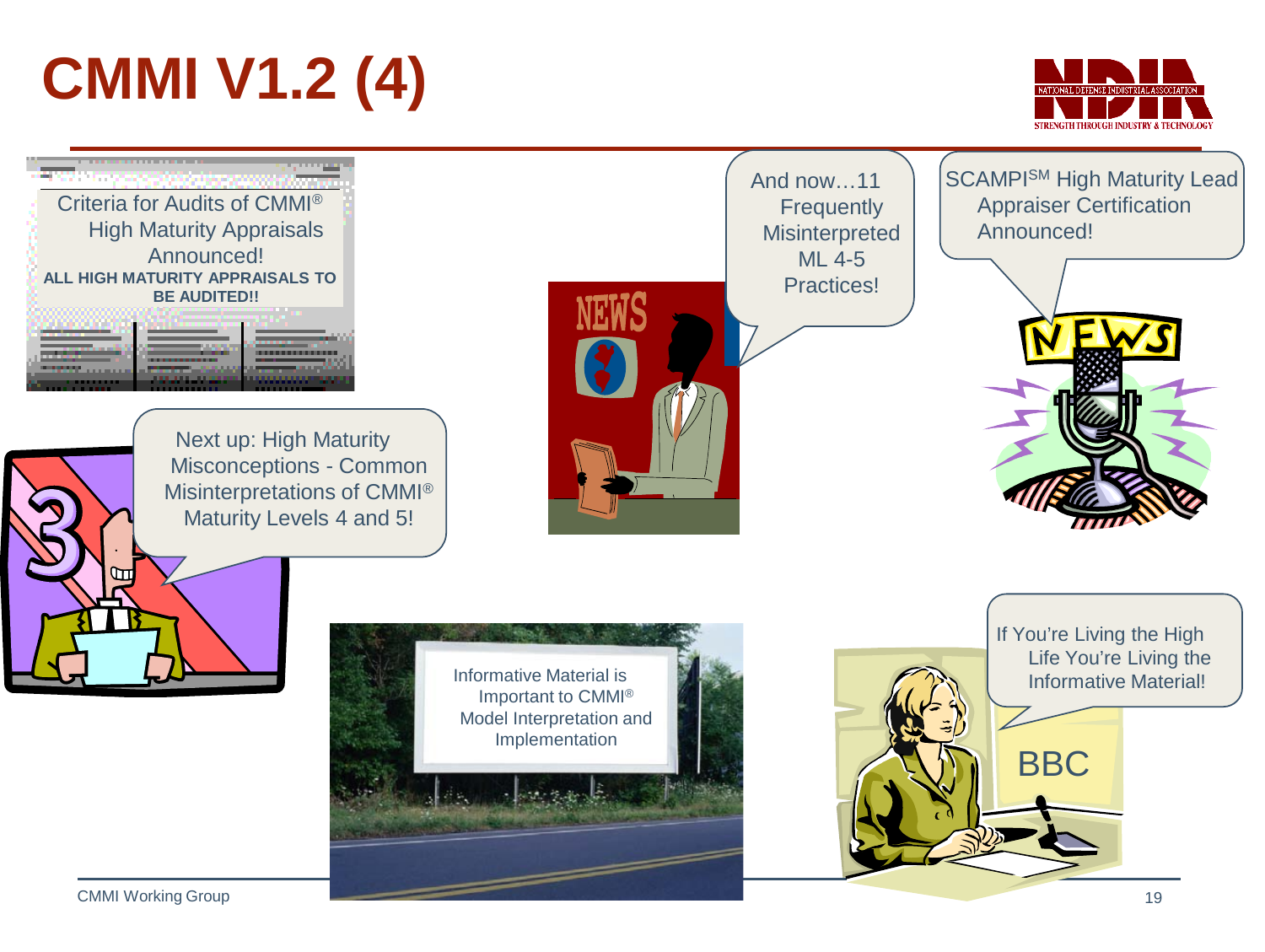# CMMI V1.2 (4)

Criteria for Audits of CMMI® High Maturity Appraisals Announced!

**ALL HIGH MATURITY APPRAISALS TO BE AUDITED!!**

And now…11 Frequently Misinterpreted ML 4-5 Practices!

SCAMPI℠ High Maturity Lead Appraiser Certification Announced!

Next up: High Maturity Misconceptions - Common Misinterpretations of CMMI® Maturity Levels 4 and 5!

Informative Material is Important to CMMI® Model Interpretation and Implementation

If You're Living the High Life You're Living the Informative Material!

BBC

CMMI Working Group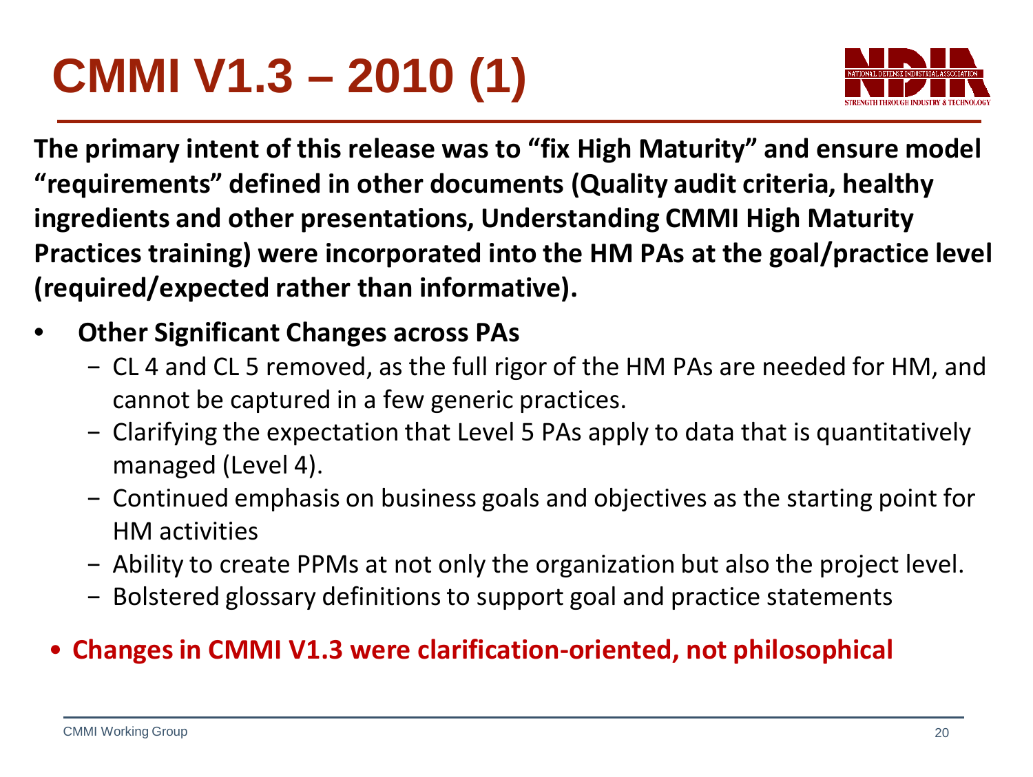# CMMI V1.3 – 2010 (1)

**The primary intent of this release was to "fix High Maturity" and ensure model "requirements" defined in other documents (Quality audit criteria, healthy ingredients and other presentations, Understanding CMMI High Maturity Practices training) were incorporated into the HM PAs at the goal/practice level (required/expected rather than informative).**

- **Other Significant Changes across PAs**
  - CL 4 and CL 5 removed, as the full rigor of the HM PAs are needed for HM, and cannot be captured in a few generic practices.
  - Clarifying the expectation that Level 5 PAs apply to data that is quantitatively managed (Level 4).
  - Continued emphasis on business goals and objectives as the starting point for HM activities
  - Ability to create PPMs at not only the organization but also the project level.
  - Bolstered glossary definitions to support goal and practice statements

- **Changes in CMMI V1.3 were clarification-oriented, not philosophical**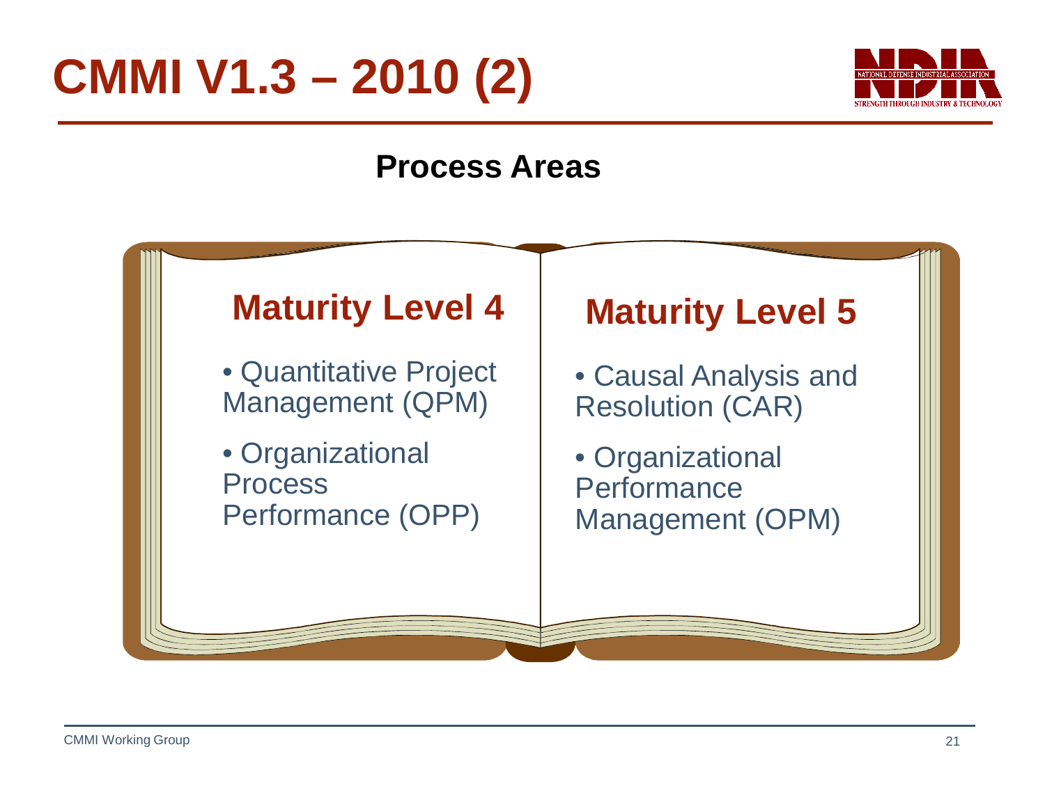# CMMI V1.3 – 2010 (2)

## Process Areas

### Maturity Level 4

- Quantitative Project Management (QPM)
- Organizational Process Performance (OPP)

### Maturity Level 5

- Causal Analysis and Resolution (CAR)
- Organizational Performance Management (OPM)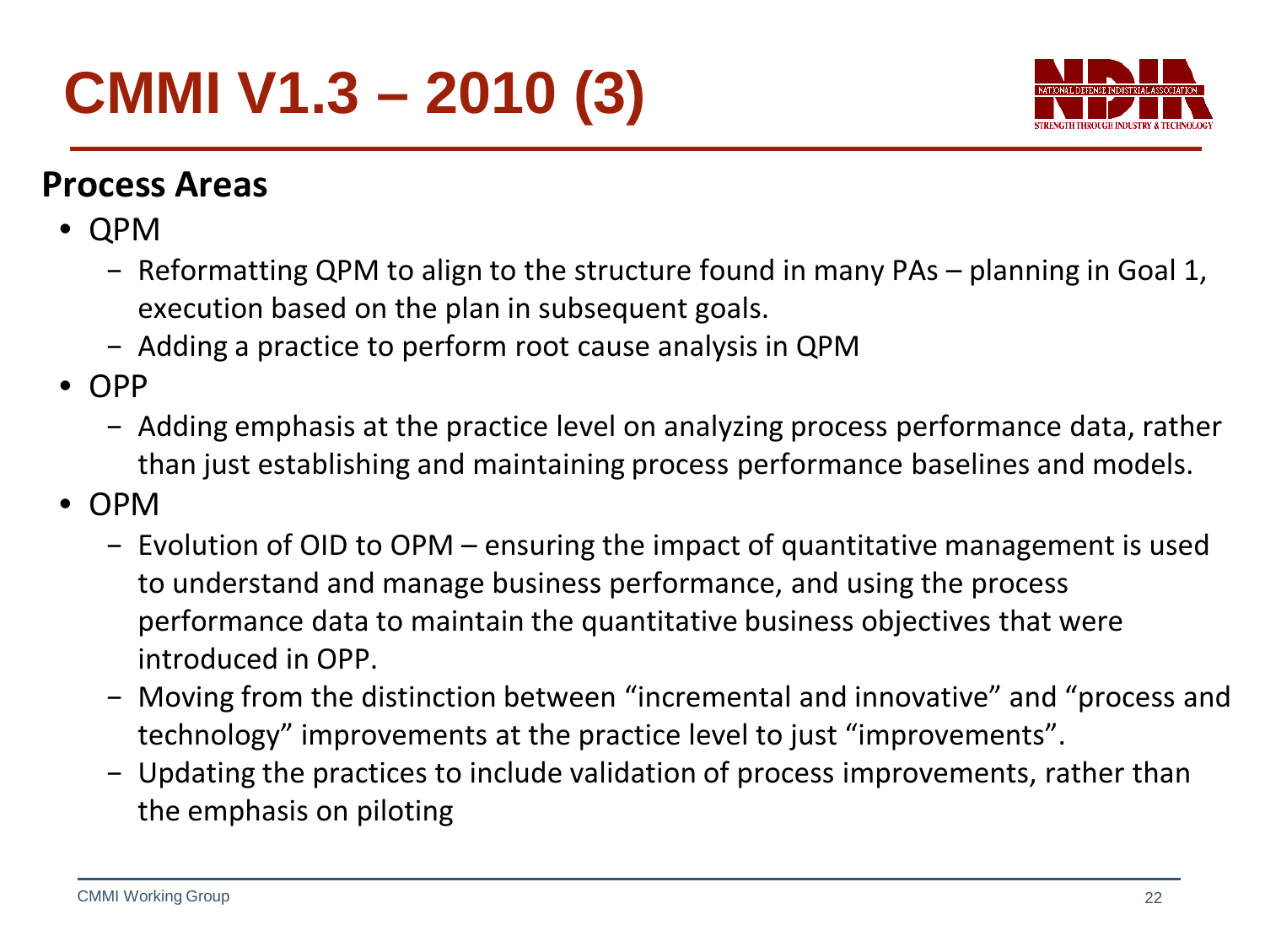# CMMI V1.3 – 2010 (3)

## Process Areas

- QPM
  - Reformatting QPM to align to the structure found in many PAs – planning in Goal 1, execution based on the plan in subsequent goals.
  - Adding a practice to perform root cause analysis in QPM
- OPP
  - Adding emphasis at the practice level on analyzing process performance data, rather than just establishing and maintaining process performance baselines and models.
- OPM
  - Evolution of OID to OPM – ensuring the impact of quantitative management is used to understand and manage business performance, and using the process performance data to maintain the quantitative business objectives that were introduced in OPP.
  - Moving from the distinction between "incremental and innovative" and "process and technology" improvements at the practice level to just "improvements".
  - Updating the practices to include validation of process improvements, rather than the emphasis on piloting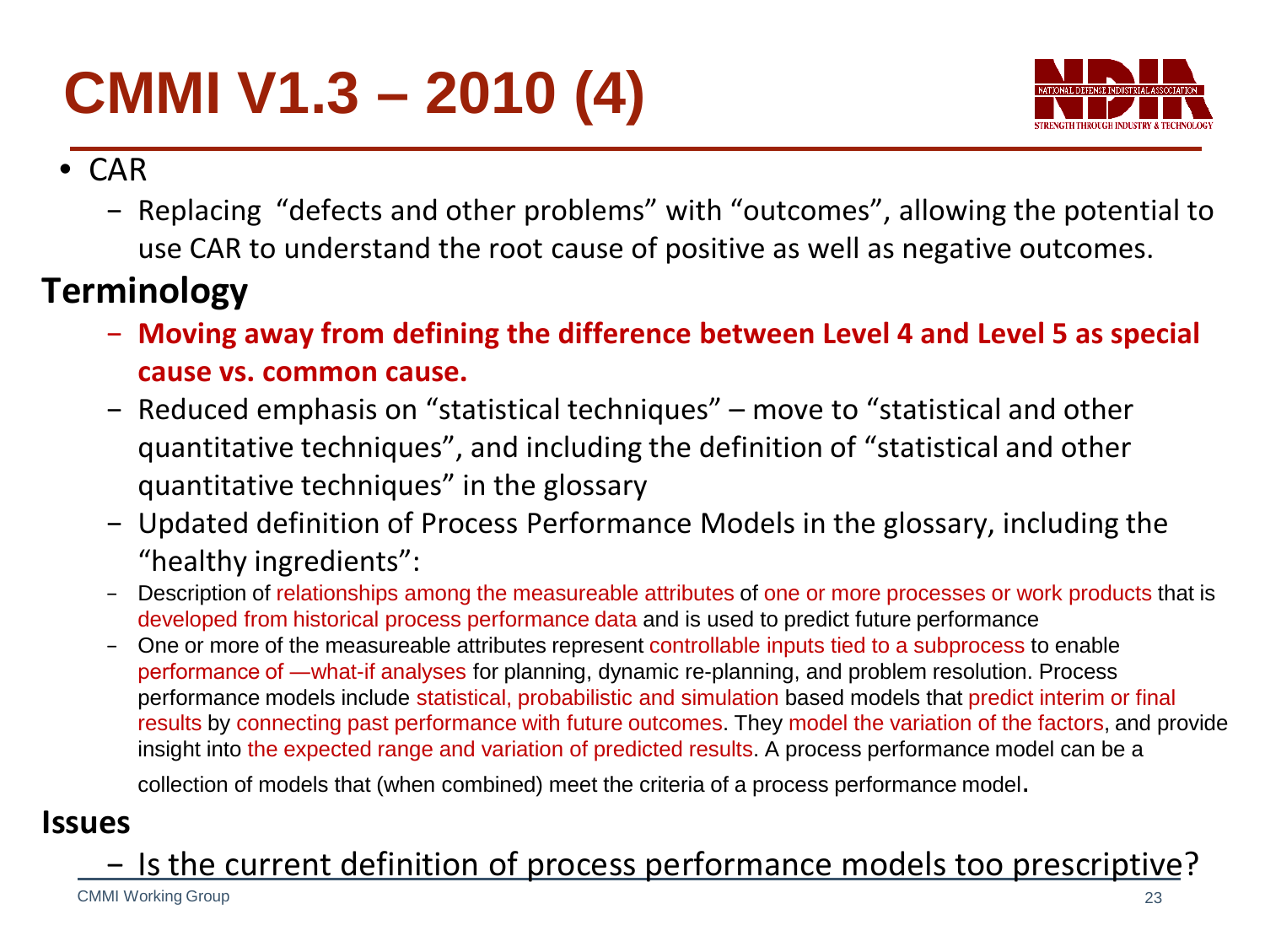# CMMI V1.3 – 2010 (4)

- CAR
  - Replacing "defects and other problems" with "outcomes", allowing the potential to use CAR to understand the root cause of positive as well as negative outcomes.

## Terminology

- **Moving away from defining the difference between Level 4 and Level 5 as special cause vs. common cause.**
- Reduced emphasis on "statistical techniques" – move to "statistical and other quantitative techniques", and including the definition of "statistical and other quantitative techniques" in the glossary
- Updated definition of Process Performance Models in the glossary, including the "healthy ingredients":
- Description of relationships among the measureable attributes of one or more processes or work products that is developed from historical process performance data and is used to predict future performance
- One or more of the measureable attributes represent controllable inputs tied to a subprocess to enable performance of —what-if analyses for planning, dynamic re-planning, and problem resolution. Process performance models include statistical, probabilistic and simulation based models that predict interim or final results by connecting past performance with future outcomes. They model the variation of the factors, and provide insight into the expected range and variation of predicted results. A process performance model can be a collection of models that (when combined) meet the criteria of a process performance model.

## Issues

- Is the current definition of process performance models too prescriptive?

CMMI Working Group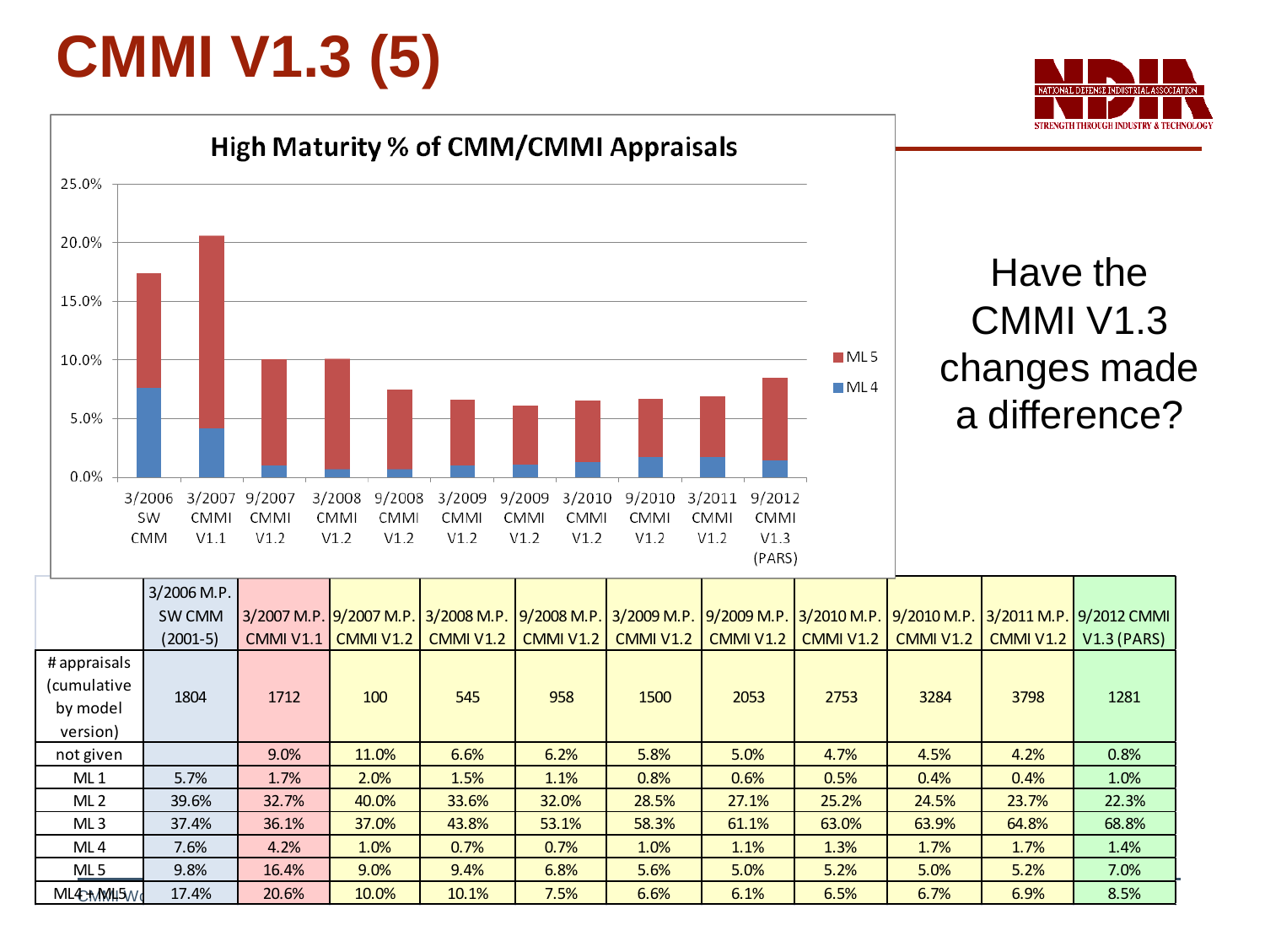# CMMI V1.3 (5)

**High Maturity % of CMM/CMMI Appraisals**

Have the CMMI V1.3 changes made a difference?

| | 3/2006 M.P. SW CMM (2001-5) | 3/2007 M.P. CMMI V1.1 | 9/2007 M.P. CMMI V1.2 | 3/2008 M.P. CMMI V1.2 | 9/2008 M.P. CMMI V1.2 | 3/2009 M.P. CMMI V1.2 | 9/2009 M.P. CMMI V1.2 | 3/2010 M.P. CMMI V1.2 | 9/2010 M.P. CMMI V1.2 | 3/2011 M.P. CMMI V1.2 | 9/2012 CMMI V1.3 (PARS) |
|---|---|---|---|---|---|---|---|---|---|---|---|
| # appraisals (cumulative by model version) | 1804 | 1712 | 100 | 545 | 958 | 1500 | 2053 | 2753 | 3284 | 3798 | 1281 |
| not given | | 9.0% | 11.0% | 6.6% | 6.2% | 5.8% | 5.0% | 4.7% | 4.5% | 4.2% | 0.8% |
| ML 1 | 5.7% | 1.7% | 2.0% | 1.5% | 1.1% | 0.8% | 0.6% | 0.5% | 0.4% | 0.4% | 1.0% |
| ML 2 | 39.6% | 32.7% | 40.0% | 33.6% | 32.0% | 28.5% | 27.1% | 25.2% | 24.5% | 23.7% | 22.3% |
| ML 3 | 37.4% | 36.1% | 37.0% | 43.8% | 53.1% | 58.3% | 61.1% | 63.0% | 63.9% | 64.8% | 68.8% |
| ML 4 | 7.6% | 4.2% | 1.0% | 0.7% | 0.7% | 1.0% | 1.1% | 1.3% | 1.7% | 1.7% | 1.4% |
| ML 5 | 9.8% | 16.4% | 9.0% | 9.4% | 6.8% | 5.6% | 5.0% | 5.2% | 5.0% | 5.2% | 7.0% |
| ML4 + ML5 | 17.4% | 20.6% | 10.0% | 10.1% | 7.5% | 6.6% | 6.1% | 6.5% | 6.7% | 6.9% | 8.5% |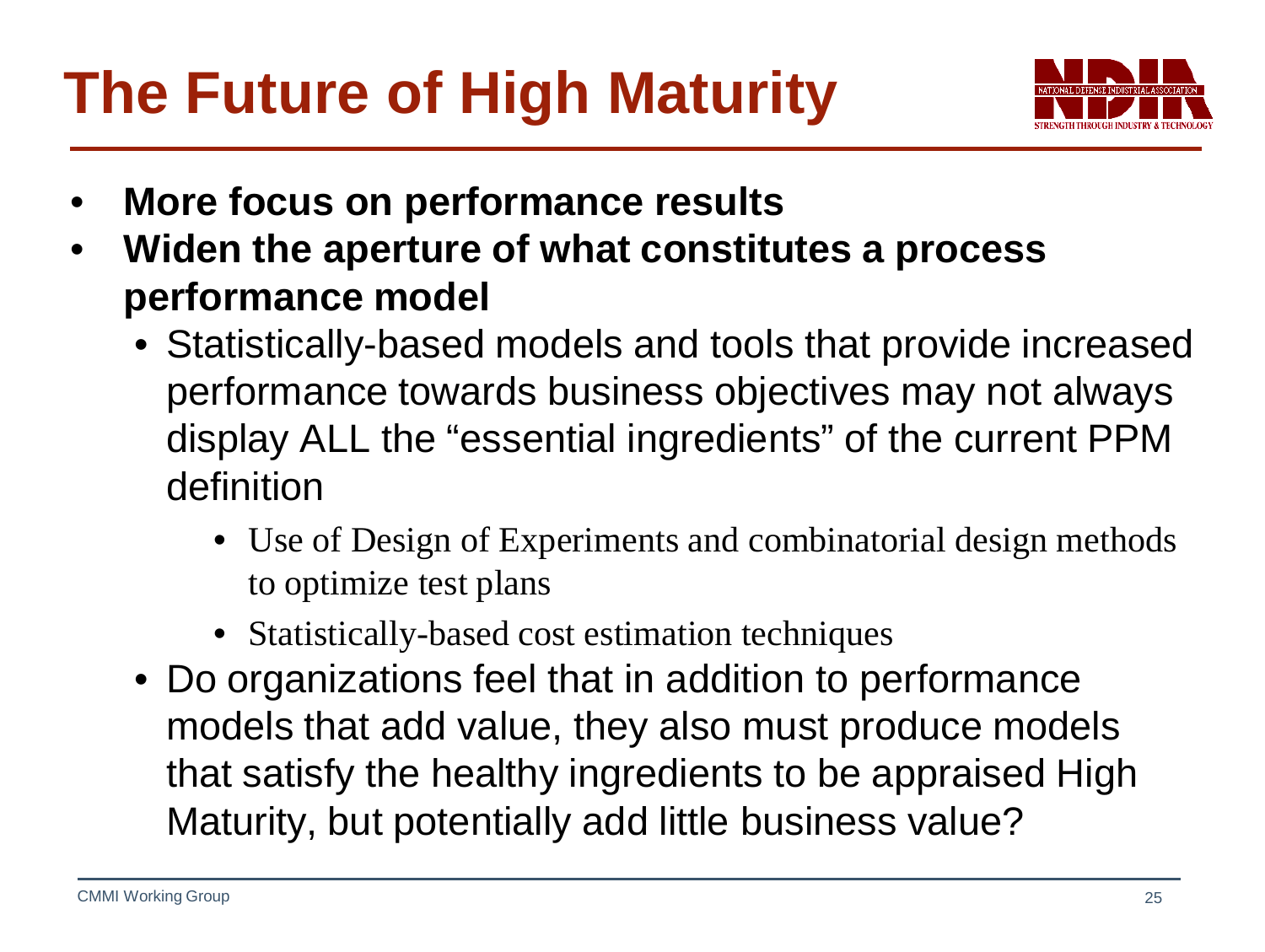# The Future of High Maturity

- **More focus on performance results**
- **Widen the aperture of what constitutes a process performance model**
  - Statistically-based models and tools that provide increased performance towards business objectives may not always display ALL the "essential ingredients" of the current PPM definition
    - Use of Design of Experiments and combinatorial design methods to optimize test plans
    - Statistically-based cost estimation techniques
  - Do organizations feel that in addition to performance models that add value, they also must produce models that satisfy the healthy ingredients to be appraised High Maturity, but potentially add little business value?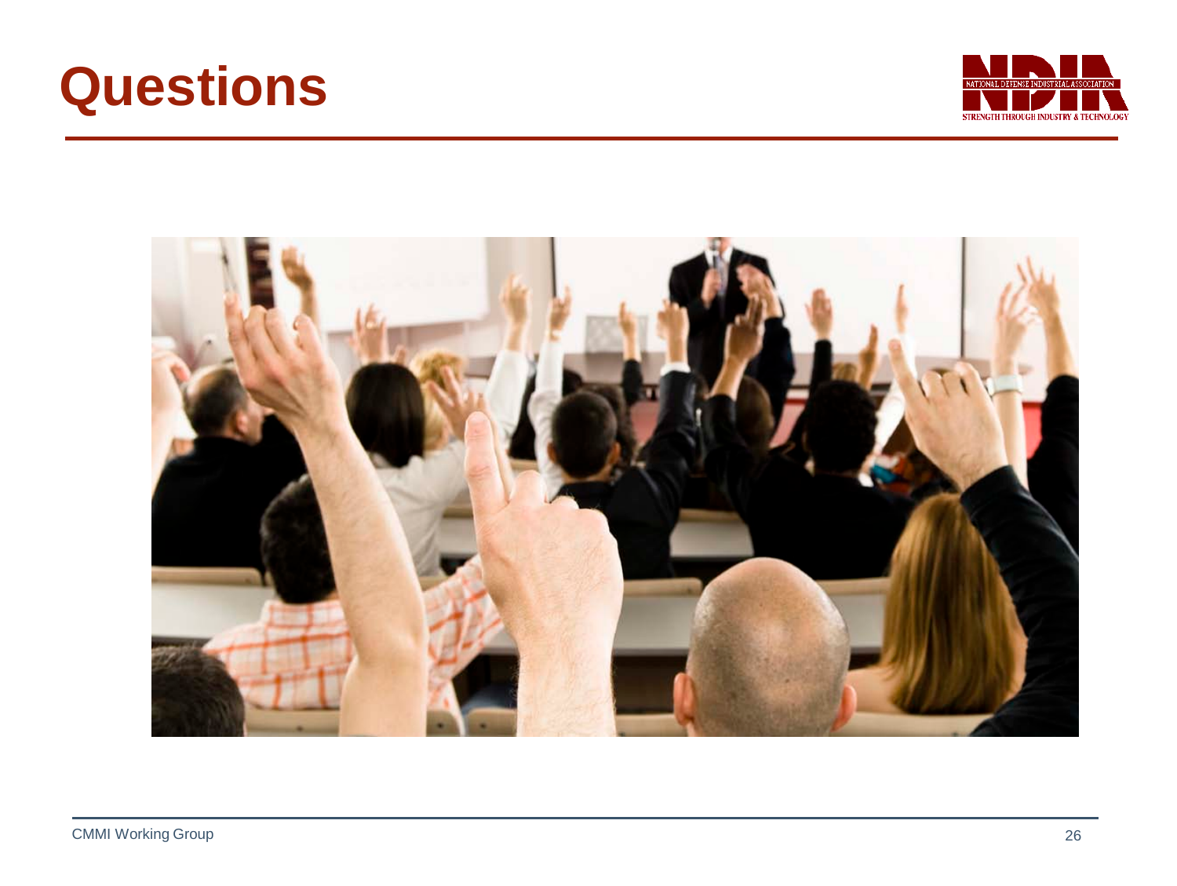# Questions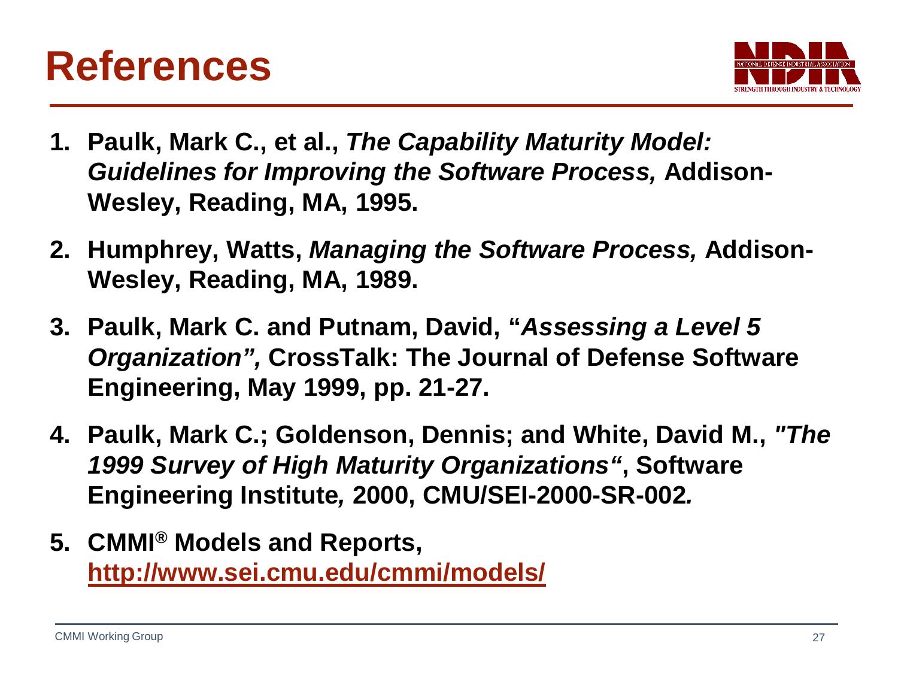# References

1. **Paulk, Mark C., et al., *The Capability Maturity Model: Guidelines for Improving the Software Process,* Addison-Wesley, Reading, MA, 1995.**
2. **Humphrey, Watts, *Managing the Software Process,* Addison-Wesley, Reading, MA, 1989.**
3. **Paulk, Mark C. and Putnam, David, "*Assessing a Level 5 Organization",* CrossTalk: The Journal of Defense Software Engineering, May 1999, pp. 21-27.**
4. **Paulk, Mark C.; Goldenson, Dennis; and White, David M., *"The 1999 Survey of High Maturity Organizations"*, Software Engineering Institute*,* 2000, CMU/SEI-2000-SR-002*.***
5. **CMMI® Models and Reports, [http://www.sei.cmu.edu/cmmi/models/](http://www.sei.cmu.edu/cmmi/models/)**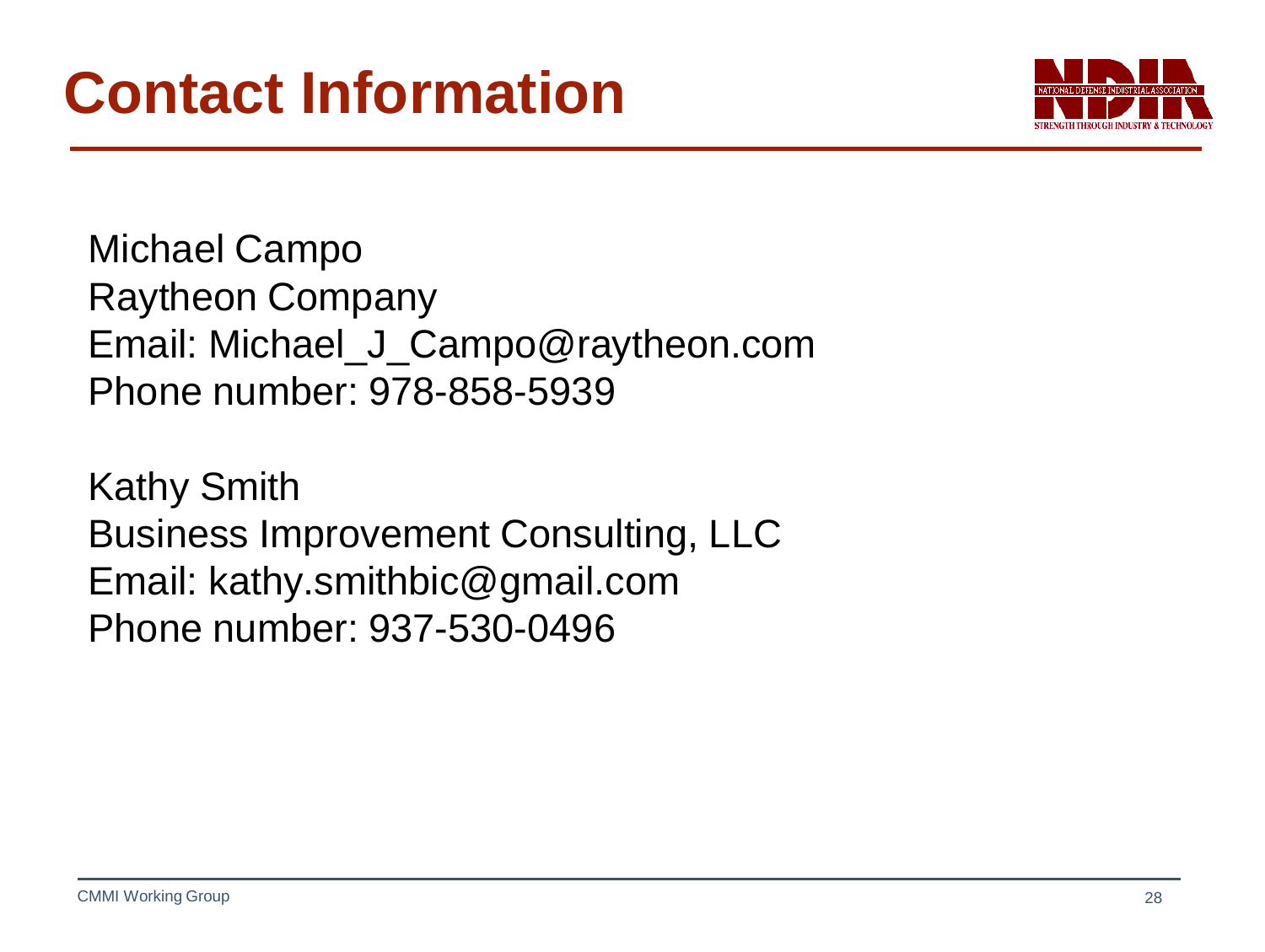# Contact Information

Michael Campo
Raytheon Company
Email: Michael_J_Campo@raytheon.com
Phone number: 978-858-5939

Kathy Smith
Business Improvement Consulting, LLC
Email: kathy.smithbic@gmail.com
Phone number: 937-530-0496